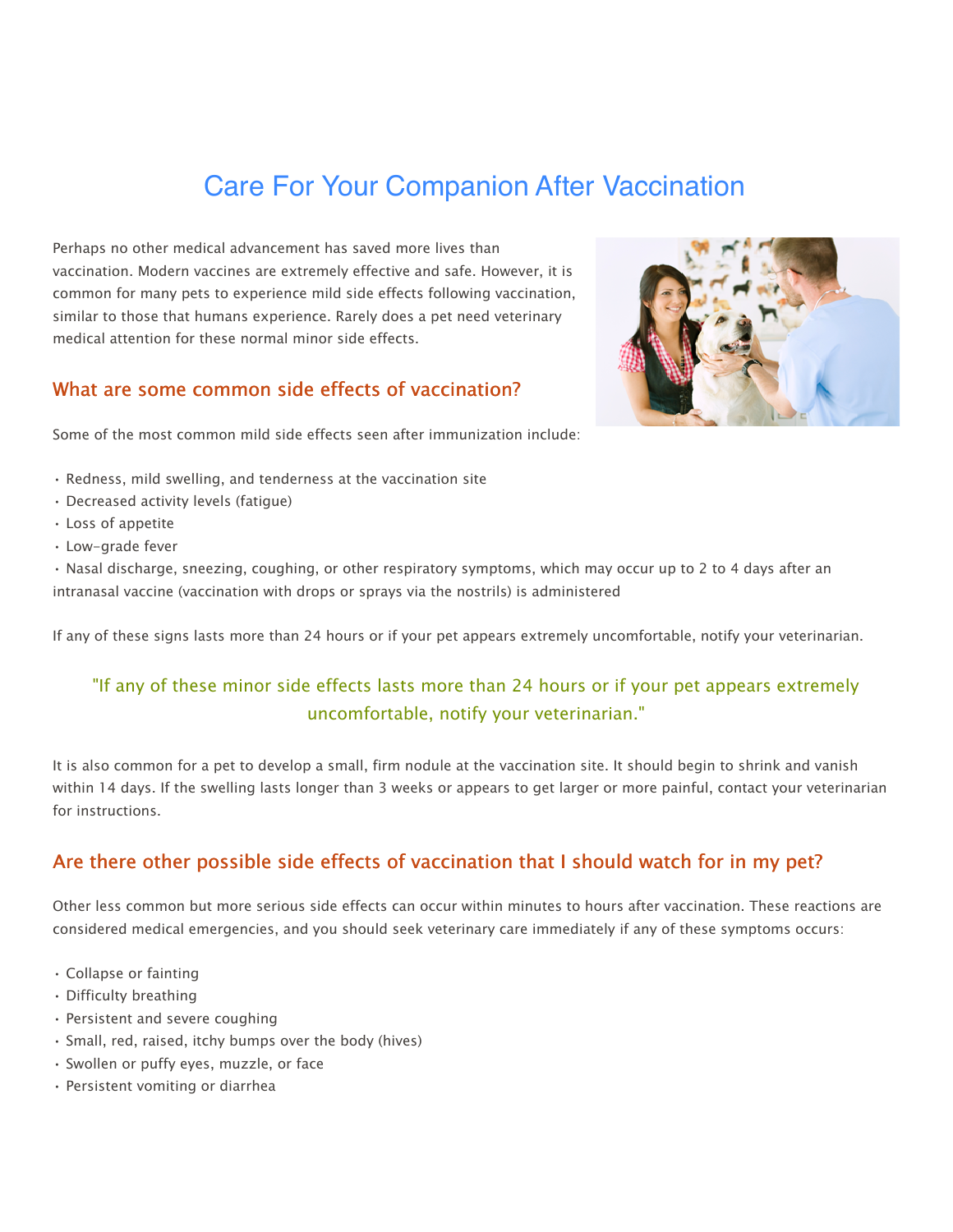# Care For Your Companion After Vaccination

Perhaps no other medical advancement has saved more lives than vaccination. Modern vaccines are extremely effective and safe. However, it is common for many pets to experience mild side effects following vaccination, similar to those that humans experience. Rarely does a pet need veterinary medical attention for these normal minor side effects.

## What are some common side effects of vaccination?

Some of the most common mild side effects seen after immunization include:

- Redness, mild swelling, and tenderness at the vaccination site
- Decreased activity levels (fatigue)
- Loss of appetite
- Low-grade fever
- Nasal discharge, sneezing, coughing, or other respiratory symptoms, which may occur up to 2 to 4 days after an intranasal vaccine (vaccination with drops or sprays via the nostrils) is administered

If any of these signs lasts more than 24 hours or if your pet appears extremely uncomfortable, notify your veterinarian.

> "If any of these minor side effects lasts more than 24 hours or if your pet appears extremely uncomfortable, notify your veterinarian."

It is also common for a pet to develop a small, firm nodule at the vaccination site. It should begin to shrink and vanish within 14 days. If the swelling lasts longer than 3 weeks or appears to get larger or more painful, contact your veterinarian for instructions.

## Are there other possible side effects of vaccination that I should watch for in my pet?

Other less common but more serious side effects can occur within minutes to hours after vaccination. These reactions are considered medical emergencies, and you should seek veterinary care immediately if any of these symptoms occurs:

- Collapse or fainting
- Difficulty breathing
- Persistent and severe coughing
- Small, red, raised, itchy bumps over the body (hives)
- Swollen or puffy eyes, muzzle, or face
- Persistent vomiting or diarrhea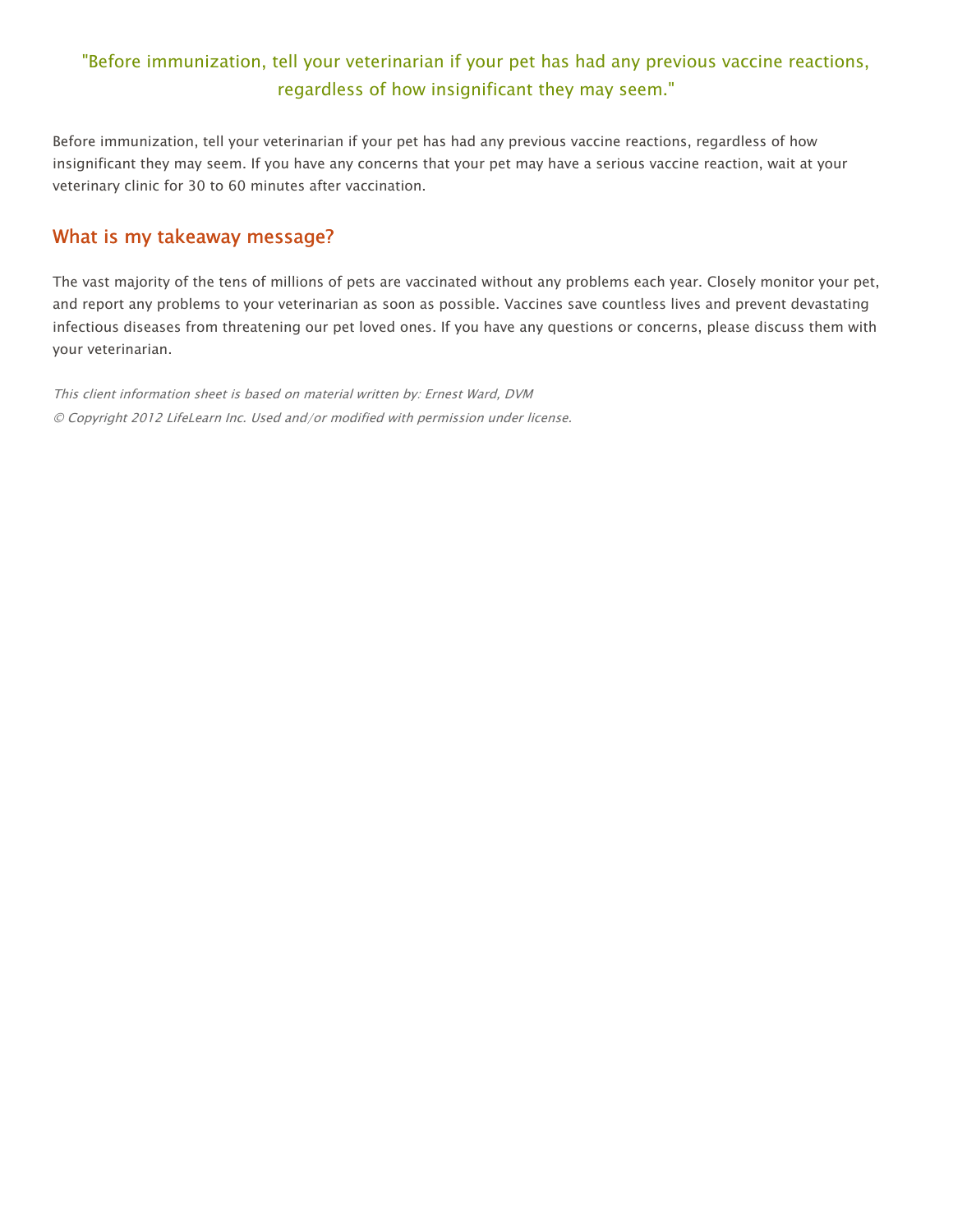"Before immunization, tell your veterinarian if your pet has had any previous vaccine reactions, regardless of how insignificant they may seem."

Before immunization, tell your veterinarian if your pet has had any previous vaccine reactions, regardless of how insignificant they may seem. If you have any concerns that your pet may have a serious vaccine reaction, wait at your veterinary clinic for 30 to 60 minutes after vaccination.

## What is my takeaway message?

The vast majority of the tens of millions of pets are vaccinated without any problems each year. Closely monitor your pet, and report any problems to your veterinarian as soon as possible. Vaccines save countless lives and prevent devastating infectious diseases from threatening our pet loved ones. If you have any questions or concerns, please discuss them with your veterinarian.

*This client information sheet is based on material written by: Ernest Ward, DVM*

*© Copyright 2012 LifeLearn Inc. Used and/or modified with permission under license.*